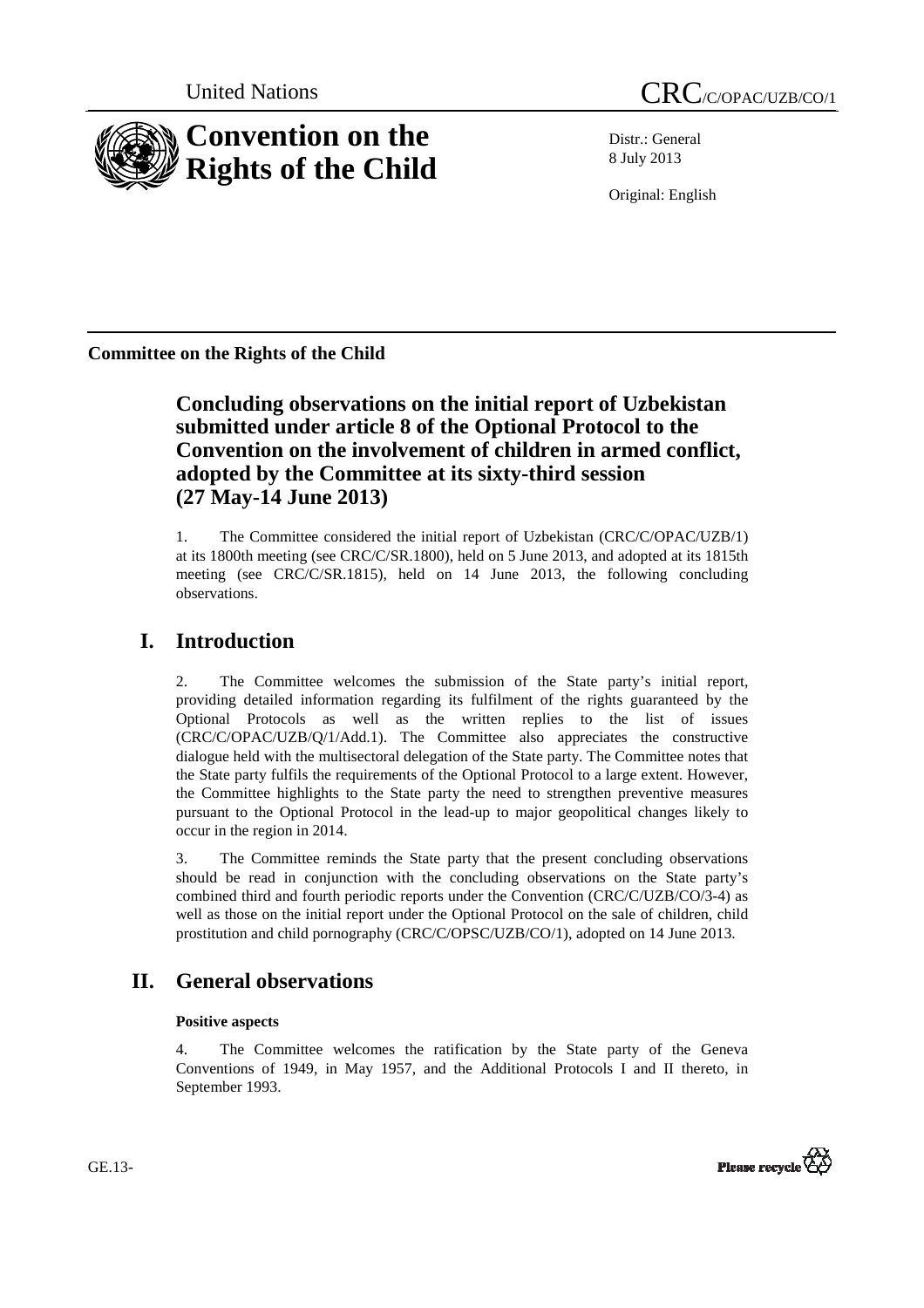United Nations

CRC/C/OPAC/UZB/CO/1

# Convention on the Rights of the Child

Distr.: General
8 July 2013

Original: English

**Committee on the Rights of the Child**

## Concluding observations on the initial report of Uzbekistan submitted under article 8 of the Optional Protocol to the Convention on the involvement of children in armed conflict, adopted by the Committee at its sixty-third session (27 May-14 June 2013)

1. The Committee considered the initial report of Uzbekistan (CRC/C/OPAC/UZB/1) at its 1800th meeting (see CRC/C/SR.1800), held on 5 June 2013, and adopted at its 1815th meeting (see CRC/C/SR.1815), held on 14 June 2013, the following concluding observations.

## I. Introduction

2. The Committee welcomes the submission of the State party's initial report, providing detailed information regarding its fulfilment of the rights guaranteed by the Optional Protocols as well as the written replies to the list of issues (CRC/C/OPAC/UZB/Q/1/Add.1). The Committee also appreciates the constructive dialogue held with the multisectoral delegation of the State party. The Committee notes that the State party fulfils the requirements of the Optional Protocol to a large extent. However, the Committee highlights to the State party the need to strengthen preventive measures pursuant to the Optional Protocol in the lead-up to major geopolitical changes likely to occur in the region in 2014.

3. The Committee reminds the State party that the present concluding observations should be read in conjunction with the concluding observations on the State party's combined third and fourth periodic reports under the Convention (CRC/C/UZB/CO/3-4) as well as those on the initial report under the Optional Protocol on the sale of children, child prostitution and child pornography (CRC/C/OPSC/UZB/CO/1), adopted on 14 June 2013.

## II. General observations

### Positive aspects

4. The Committee welcomes the ratification by the State party of the Geneva Conventions of 1949, in May 1957, and the Additional Protocols I and II thereto, in September 1993.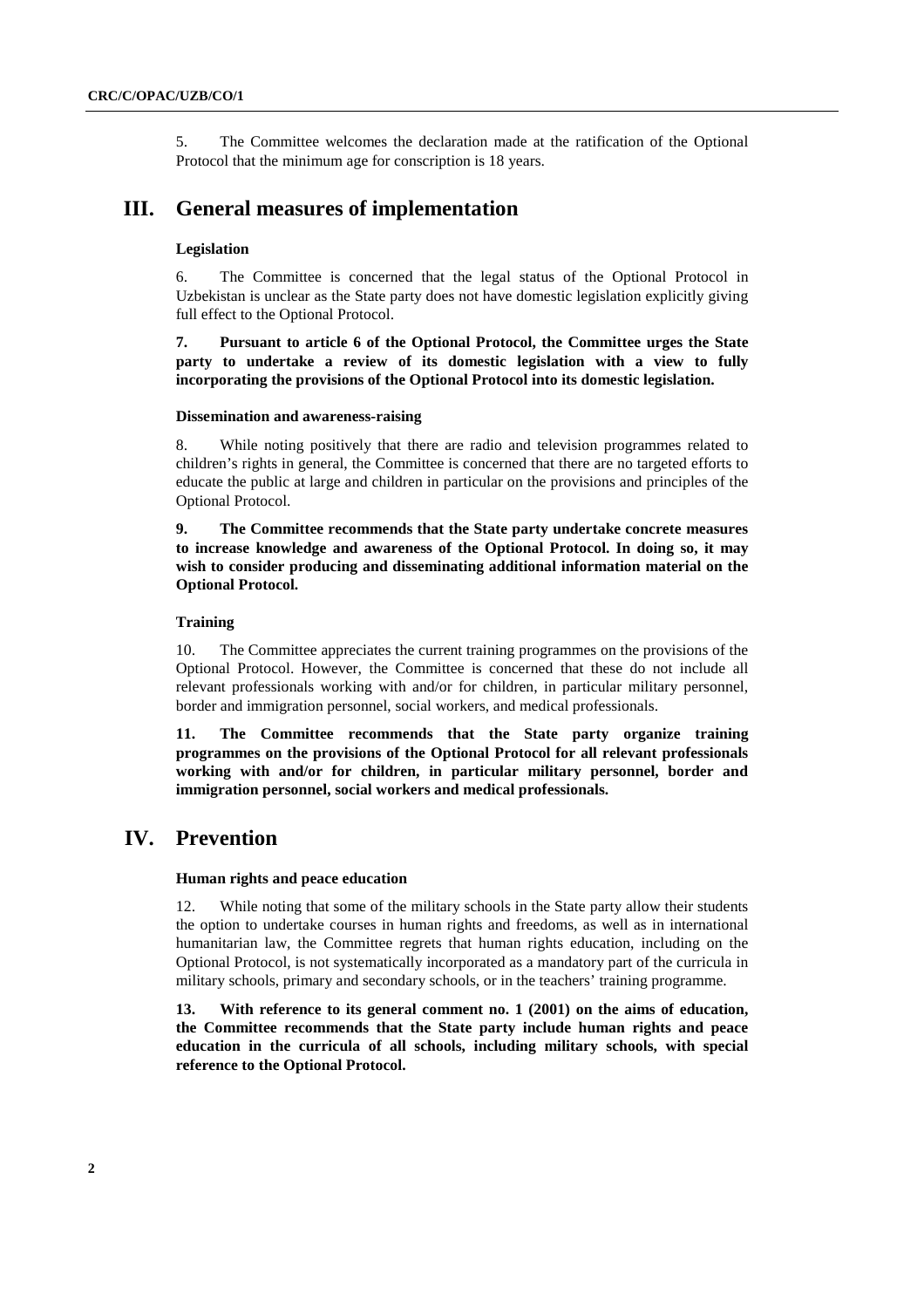5. The Committee welcomes the declaration made at the ratification of the Optional Protocol that the minimum age for conscription is 18 years.

# III. General measures of implementation

### Legislation

6. The Committee is concerned that the legal status of the Optional Protocol in Uzbekistan is unclear as the State party does not have domestic legislation explicitly giving full effect to the Optional Protocol.

**7. Pursuant to article 6 of the Optional Protocol, the Committee urges the State party to undertake a review of its domestic legislation with a view to fully incorporating the provisions of the Optional Protocol into its domestic legislation.**

### Dissemination and awareness-raising

8. While noting positively that there are radio and television programmes related to children's rights in general, the Committee is concerned that there are no targeted efforts to educate the public at large and children in particular on the provisions and principles of the Optional Protocol.

**9. The Committee recommends that the State party undertake concrete measures to increase knowledge and awareness of the Optional Protocol. In doing so, it may wish to consider producing and disseminating additional information material on the Optional Protocol.**

### Training

10. The Committee appreciates the current training programmes on the provisions of the Optional Protocol. However, the Committee is concerned that these do not include all relevant professionals working with and/or for children, in particular military personnel, border and immigration personnel, social workers, and medical professionals.

**11. The Committee recommends that the State party organize training programmes on the provisions of the Optional Protocol for all relevant professionals working with and/or for children, in particular military personnel, border and immigration personnel, social workers and medical professionals.**

# IV. Prevention

### Human rights and peace education

12. While noting that some of the military schools in the State party allow their students the option to undertake courses in human rights and freedoms, as well as in international humanitarian law, the Committee regrets that human rights education, including on the Optional Protocol, is not systematically incorporated as a mandatory part of the curricula in military schools, primary and secondary schools, or in the teachers' training programme.

**13. With reference to its general comment no. 1 (2001) on the aims of education, the Committee recommends that the State party include human rights and peace education in the curricula of all schools, including military schools, with special reference to the Optional Protocol.**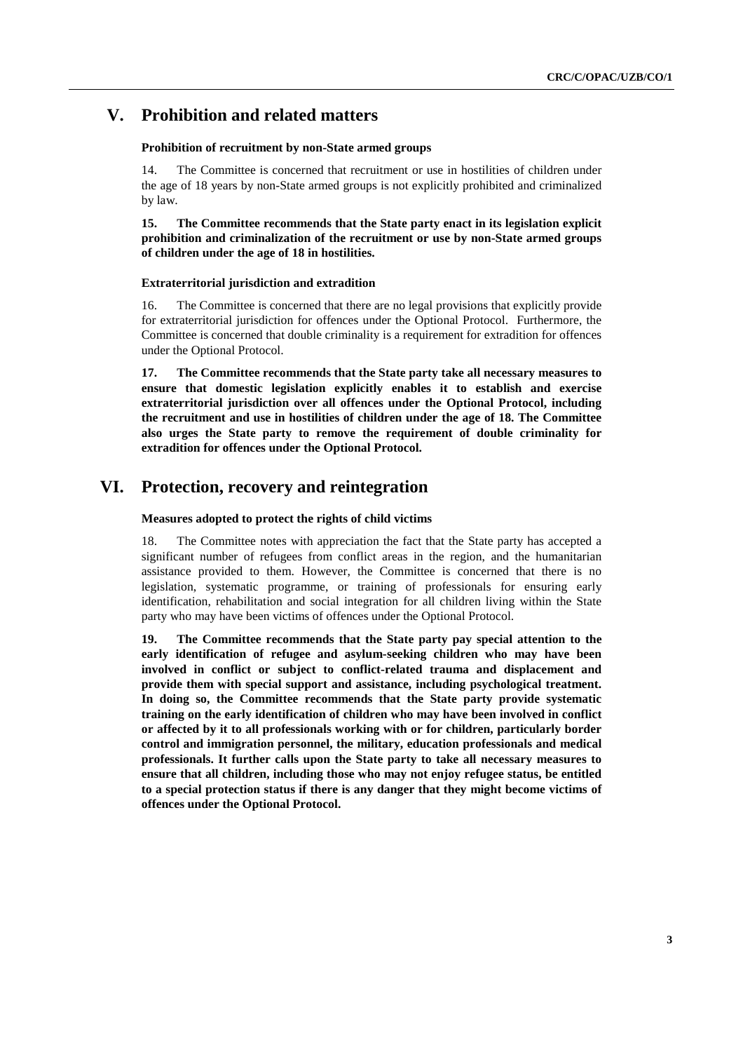# V. Prohibition and related matters

### Prohibition of recruitment by non-State armed groups

14. The Committee is concerned that recruitment or use in hostilities of children under the age of 18 years by non-State armed groups is not explicitly prohibited and criminalized by law.

**15. The Committee recommends that the State party enact in its legislation explicit prohibition and criminalization of the recruitment or use by non-State armed groups of children under the age of 18 in hostilities.**

### Extraterritorial jurisdiction and extradition

16. The Committee is concerned that there are no legal provisions that explicitly provide for extraterritorial jurisdiction for offences under the Optional Protocol. Furthermore, the Committee is concerned that double criminality is a requirement for extradition for offences under the Optional Protocol.

**17. The Committee recommends that the State party take all necessary measures to ensure that domestic legislation explicitly enables it to establish and exercise extraterritorial jurisdiction over all offences under the Optional Protocol, including the recruitment and use in hostilities of children under the age of 18. The Committee also urges the State party to remove the requirement of double criminality for extradition for offences under the Optional Protocol.**

# VI. Protection, recovery and reintegration

### Measures adopted to protect the rights of child victims

18. The Committee notes with appreciation the fact that the State party has accepted a significant number of refugees from conflict areas in the region, and the humanitarian assistance provided to them. However, the Committee is concerned that there is no legislation, systematic programme, or training of professionals for ensuring early identification, rehabilitation and social integration for all children living within the State party who may have been victims of offences under the Optional Protocol.

**19. The Committee recommends that the State party pay special attention to the early identification of refugee and asylum-seeking children who may have been involved in conflict or subject to conflict-related trauma and displacement and provide them with special support and assistance, including psychological treatment. In doing so, the Committee recommends that the State party provide systematic training on the early identification of children who may have been involved in conflict or affected by it to all professionals working with or for children, particularly border control and immigration personnel, the military, education professionals and medical professionals. It further calls upon the State party to take all necessary measures to ensure that all children, including those who may not enjoy refugee status, be entitled to a special protection status if there is any danger that they might become victims of offences under the Optional Protocol.**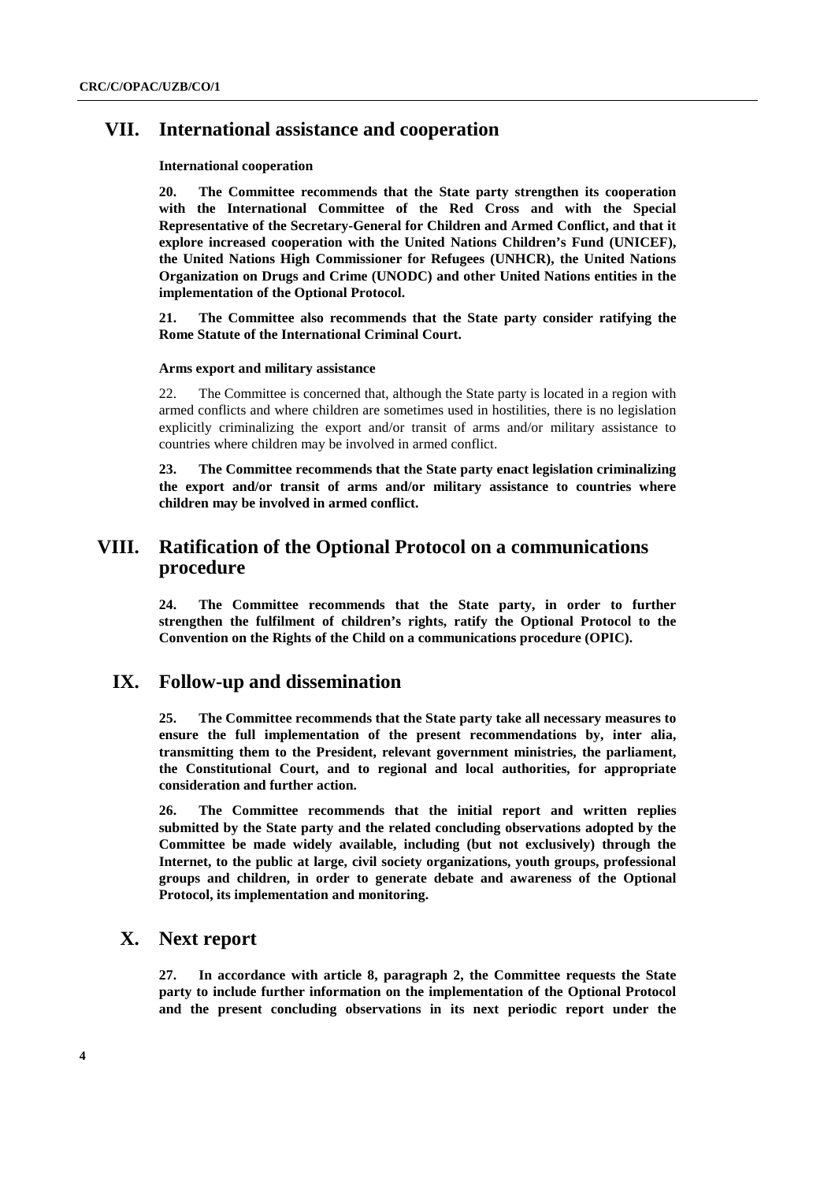## VII. International assistance and cooperation

#### International cooperation

**20. The Committee recommends that the State party strengthen its cooperation with the International Committee of the Red Cross and with the Special Representative of the Secretary-General for Children and Armed Conflict, and that it explore increased cooperation with the United Nations Children's Fund (UNICEF), the United Nations High Commissioner for Refugees (UNHCR), the United Nations Organization on Drugs and Crime (UNODC) and other United Nations entities in the implementation of the Optional Protocol.**

**21. The Committee also recommends that the State party consider ratifying the Rome Statute of the International Criminal Court.**

#### Arms export and military assistance

22. The Committee is concerned that, although the State party is located in a region with armed conflicts and where children are sometimes used in hostilities, there is no legislation explicitly criminalizing the export and/or transit of arms and/or military assistance to countries where children may be involved in armed conflict.

**23. The Committee recommends that the State party enact legislation criminalizing the export and/or transit of arms and/or military assistance to countries where children may be involved in armed conflict.**

## VIII. Ratification of the Optional Protocol on a communications procedure

**24. The Committee recommends that the State party, in order to further strengthen the fulfilment of children's rights, ratify the Optional Protocol to the Convention on the Rights of the Child on a communications procedure (OPIC).**

## IX. Follow-up and dissemination

**25. The Committee recommends that the State party take all necessary measures to ensure the full implementation of the present recommendations by, inter alia, transmitting them to the President, relevant government ministries, the parliament, the Constitutional Court, and to regional and local authorities, for appropriate consideration and further action.**

**26. The Committee recommends that the initial report and written replies submitted by the State party and the related concluding observations adopted by the Committee be made widely available, including (but not exclusively) through the Internet, to the public at large, civil society organizations, youth groups, professional groups and children, in order to generate debate and awareness of the Optional Protocol, its implementation and monitoring.**

## X. Next report

**27. In accordance with article 8, paragraph 2, the Committee requests the State party to include further information on the implementation of the Optional Protocol and the present concluding observations in its next periodic report under the**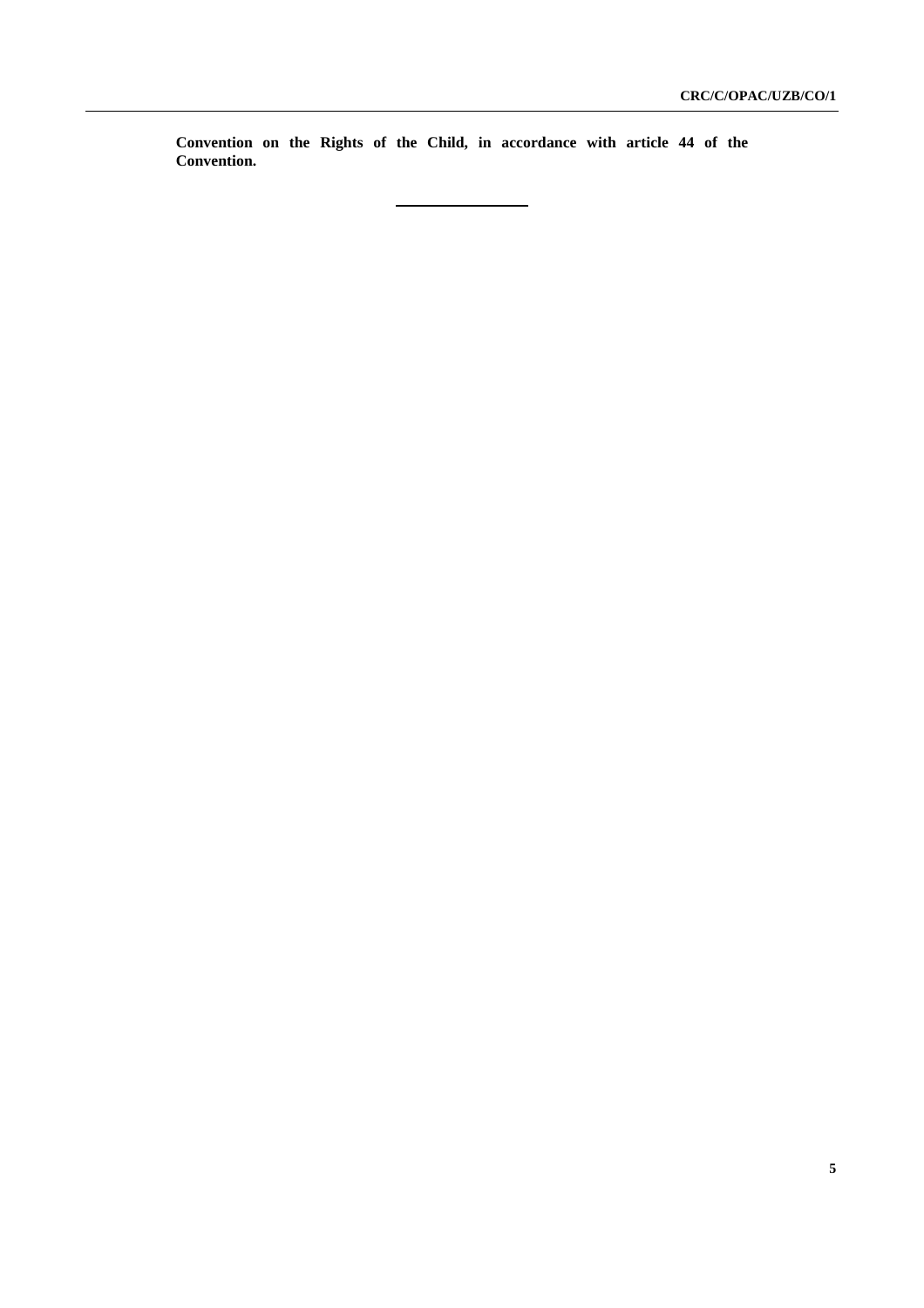**Convention on the Rights of the Child, in accordance with article 44 of the Convention.**